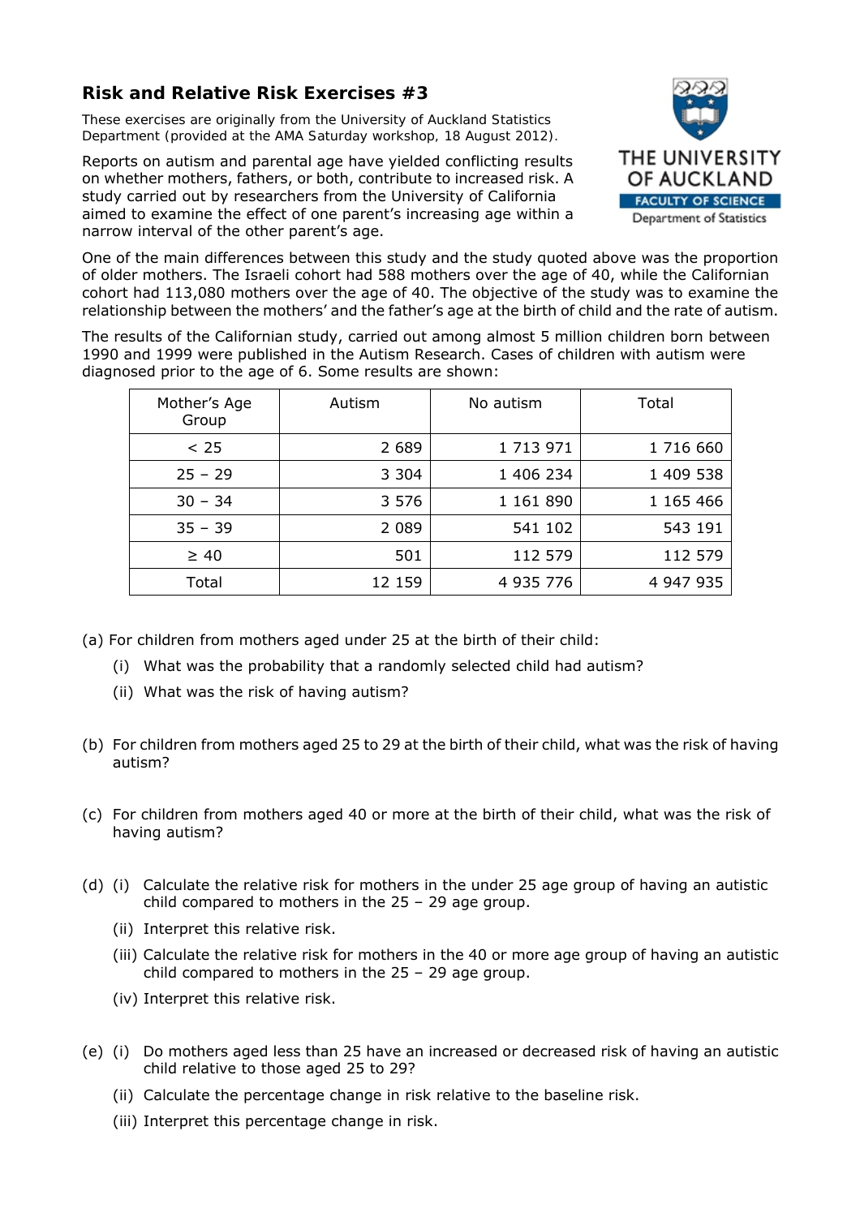## Risk and Relative Risk Exercises #3

These exercises are originally from the University of Auckland Statistics Department (provided at the AMA Saturday workshop, 18 August 2012).

THE UNIVERSITY OF AUCKLAND
FACULTY OF SCIENCE
Department of Statistics

Reports on autism and parental age have yielded conflicting results on whether mothers, fathers, or both, contribute to increased risk. A study carried out by researchers from the University of California aimed to examine the effect of one parent's increasing age within a narrow interval of the other parent's age.

One of the main differences between this study and the study quoted above was the proportion of older mothers. The Israeli cohort had 588 mothers over the age of 40, while the Californian cohort had 113,080 mothers over the age of 40. The objective of the study was to examine the relationship between the mothers' and the father's age at the birth of child and the rate of autism.

The results of the Californian study, carried out among almost 5 million children born between 1990 and 1999 were published in the Autism Research. Cases of children with autism were diagnosed prior to the age of 6. Some results are shown:

| Mother's Age Group | Autism | No autism | Total |
|---|---|---|---|
| < 25 | 2 689 | 1 713 971 | 1 716 660 |
| 25 – 29 | 3 304 | 1 406 234 | 1 409 538 |
| 30 – 34 | 3 576 | 1 161 890 | 1 165 466 |
| 35 – 39 | 2 089 | 541 102 | 543 191 |
| ≥ 40 | 501 | 112 579 | 112 579 |
| Total | 12 159 | 4 935 776 | 4 947 935 |

(a) For children from mothers aged under 25 at the birth of their child:

- (i) What was the probability that a randomly selected child had autism?
- (ii) What was the risk of having autism?

(b) For children from mothers aged 25 to 29 at the birth of their child, what was the risk of having autism?

(c) For children from mothers aged 40 or more at the birth of their child, what was the risk of having autism?

(d)
- (i) Calculate the relative risk for mothers in the under 25 age group of having an autistic child compared to mothers in the 25 – 29 age group.
- (ii) Interpret this relative risk.
- (iii) Calculate the relative risk for mothers in the 40 or more age group of having an autistic child compared to mothers in the 25 – 29 age group.
- (iv) Interpret this relative risk.

(e)
- (i) Do mothers aged less than 25 have an increased or decreased risk of having an autistic child relative to those aged 25 to 29?
- (ii) Calculate the percentage change in risk relative to the baseline risk.
- (iii) Interpret this percentage change in risk.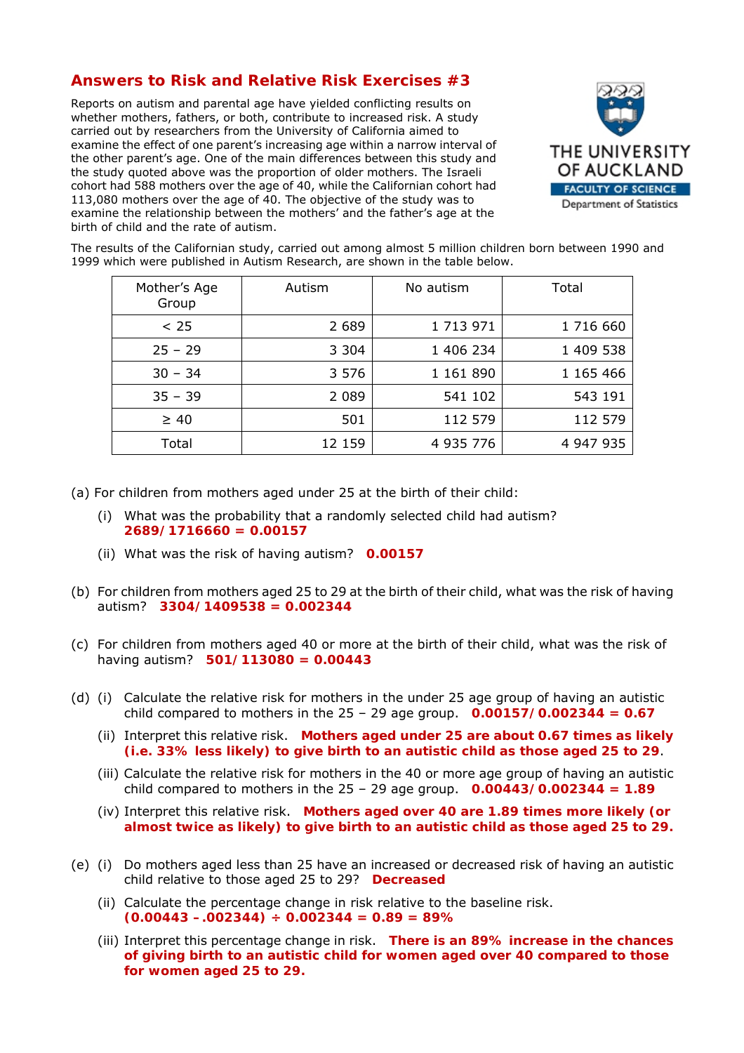# Answers to Risk and Relative Risk Exercises #3

Reports on autism and parental age have yielded conflicting results on whether mothers, fathers, or both, contribute to increased risk. A study carried out by researchers from the University of California aimed to examine the effect of one parent's increasing age within a narrow interval of the other parent's age. One of the main differences between this study and the study quoted above was the proportion of older mothers. The Israeli cohort had 588 mothers over the age of 40, while the Californian cohort had 113,080 mothers over the age of 40. The objective of the study was to examine the relationship between the mothers' and the father's age at the birth of child and the rate of autism.

THE UNIVERSITY OF AUCKLAND
FACULTY OF SCIENCE
Department of Statistics

The results of the Californian study, carried out among almost 5 million children born between 1990 and 1999 which were published in Autism Research, are shown in the table below.

| Mother's Age Group | Autism | No autism | Total |
|---|---|---|---|
| < 25 | 2 689 | 1 713 971 | 1 716 660 |
| 25 – 29 | 3 304 | 1 406 234 | 1 409 538 |
| 30 – 34 | 3 576 | 1 161 890 | 1 165 466 |
| 35 – 39 | 2 089 | 541 102 | 543 191 |
| ≥ 40 | 501 | 112 579 | 112 579 |
| Total | 12 159 | 4 935 776 | 4 947 935 |

(a) For children from mothers aged under 25 at the birth of their child:

- (i) What was the probability that a randomly selected child had autism?
  **2689/1716660 = 0.00157**
- (ii) What was the risk of having autism? **0.00157**

(b) For children from mothers aged 25 to 29 at the birth of their child, what was the risk of having autism? **3304/1409538 = 0.002344**

(c) For children from mothers aged 40 or more at the birth of their child, what was the risk of having autism? **501/113080 = 0.00443**

(d)
- (i) Calculate the relative risk for mothers in the under 25 age group of having an autistic child compared to mothers in the 25 – 29 age group. **0.00157/0.002344 = 0.67**
- (ii) Interpret this relative risk. **Mothers aged under 25 are about 0.67 times as likely (i.e. 33% less likely) to give birth to an autistic child as those aged 25 to 29**.
- (iii) Calculate the relative risk for mothers in the 40 or more age group of having an autistic child compared to mothers in the 25 – 29 age group. **0.00443/0.002344 = 1.89**
- (iv) Interpret this relative risk. **Mothers aged over 40 are 1.89 times more likely (or almost twice as likely) to give birth to an autistic child as those aged 25 to 29.**

(e)
- (i) Do mothers aged less than 25 have an increased or decreased risk of having an autistic child relative to those aged 25 to 29? **Decreased**
- (ii) Calculate the percentage change in risk relative to the baseline risk.
  **(0.00443 – .002344) ÷ 0.002344 = 0.89 = 89%**
- (iii) Interpret this percentage change in risk. **There is an 89% increase in the chances of giving birth to an autistic child for women aged over 40 compared to those for women aged 25 to 29.**